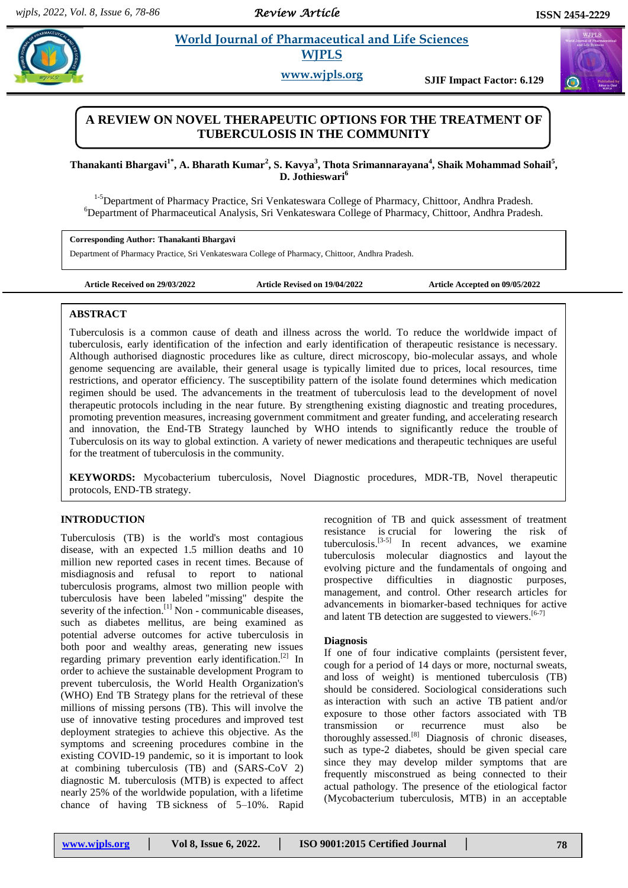# A REVIEW ON NOVEL THERAPEUTIC OPTIONS FOR THE TREATMENT OF TUBERCULOSIS IN THE COMMUNITY

**Thanakanti Bhargavi[1*], A. Bharath Kumar[2], S. Kavya[3], Thota Srimannarayana[4], Shaik Mohammad Sohail[5], D. Jothieswari[6]**

[1-5]Department of Pharmacy Practice, Sri Venkateswara College of Pharmacy, Chittoor, Andhra Pradesh.
[6]Department of Pharmaceutical Analysis, Sri Venkateswara College of Pharmacy, Chittoor, Andhra Pradesh.

**Corresponding Author: Thanakanti Bhargavi**
Department of Pharmacy Practice, Sri Venkateswara College of Pharmacy, Chittoor, Andhra Pradesh.

**Article Received on 29/03/2022** **Article Revised on 19/04/2022** **Article Accepted on 09/05/2022**

## ABSTRACT

Tuberculosis is a common cause of death and illness across the world. To reduce the worldwide impact of tuberculosis, early identification of the infection and early identification of therapeutic resistance is necessary. Although authorised diagnostic procedures like as culture, direct microscopy, bio-molecular assays, and whole genome sequencing are available, their general usage is typically limited due to prices, local resources, time restrictions, and operator efficiency. The susceptibility pattern of the isolate found determines which medication regimen should be used. The advancements in the treatment of tuberculosis lead to the development of novel therapeutic protocols including in the near future. By strengthening existing diagnostic and treating procedures, promoting prevention measures, increasing government commitment and greater funding, and accelerating research and innovation, the End-TB Strategy launched by WHO intends to significantly reduce the trouble of Tuberculosis on its way to global extinction. A variety of newer medications and therapeutic techniques are useful for the treatment of tuberculosis in the community.

**KEYWORDS:** Mycobacterium tuberculosis, Novel Diagnostic procedures, MDR-TB, Novel therapeutic protocols, END-TB strategy.

## INTRODUCTION

Tuberculosis (TB) is the world's most contagious disease, with an expected 1.5 million deaths and 10 million new reported cases in recent times. Because of misdiagnosis and refusal to report to national tuberculosis programs, almost two million people with tuberculosis have been labeled "missing" despite the severity of the infection.[1] Non - communicable diseases, such as diabetes mellitus, are being examined as potential adverse outcomes for active tuberculosis in both poor and wealthy areas, generating new issues regarding primary prevention early identification.[2] In order to achieve the sustainable development Program to prevent tuberculosis, the World Health Organization's (WHO) End TB Strategy plans for the retrieval of these millions of missing persons (TB). This will involve the use of innovative testing procedures and improved test deployment strategies to achieve this objective. As the symptoms and screening procedures combine in the existing COVID-19 pandemic, so it is important to look at combining tuberculosis (TB) and (SARS-CoV 2) diagnostic M. tuberculosis (MTB) is expected to affect nearly 25% of the worldwide population, with a lifetime chance of having TB sickness of 5–10%. Rapid recognition of TB and quick assessment of treatment resistance is crucial for lowering the risk of tuberculosis.[3-5] In recent advances, we examine tuberculosis molecular diagnostics and layout the evolving picture and the fundamentals of ongoing and prospective difficulties in diagnostic purposes, management, and control. Other research articles for advancements in biomarker-based techniques for active and latent TB detection are suggested to viewers.[6-7]

### Diagnosis

If one of four indicative complaints (persistent fever, cough for a period of 14 days or more, nocturnal sweats, and loss of weight) is mentioned tuberculosis (TB) should be considered. Sociological considerations such as interaction with such an active TB patient and/or exposure to those other factors associated with TB transmission or recurrence must also be thoroughly assessed.[8] Diagnosis of chronic diseases, such as type-2 diabetes, should be given special care since they may develop milder symptoms that are frequently misconstrued as being connected to their actual pathology. The presence of the etiological factor (Mycobacterium tuberculosis, MTB) in an acceptable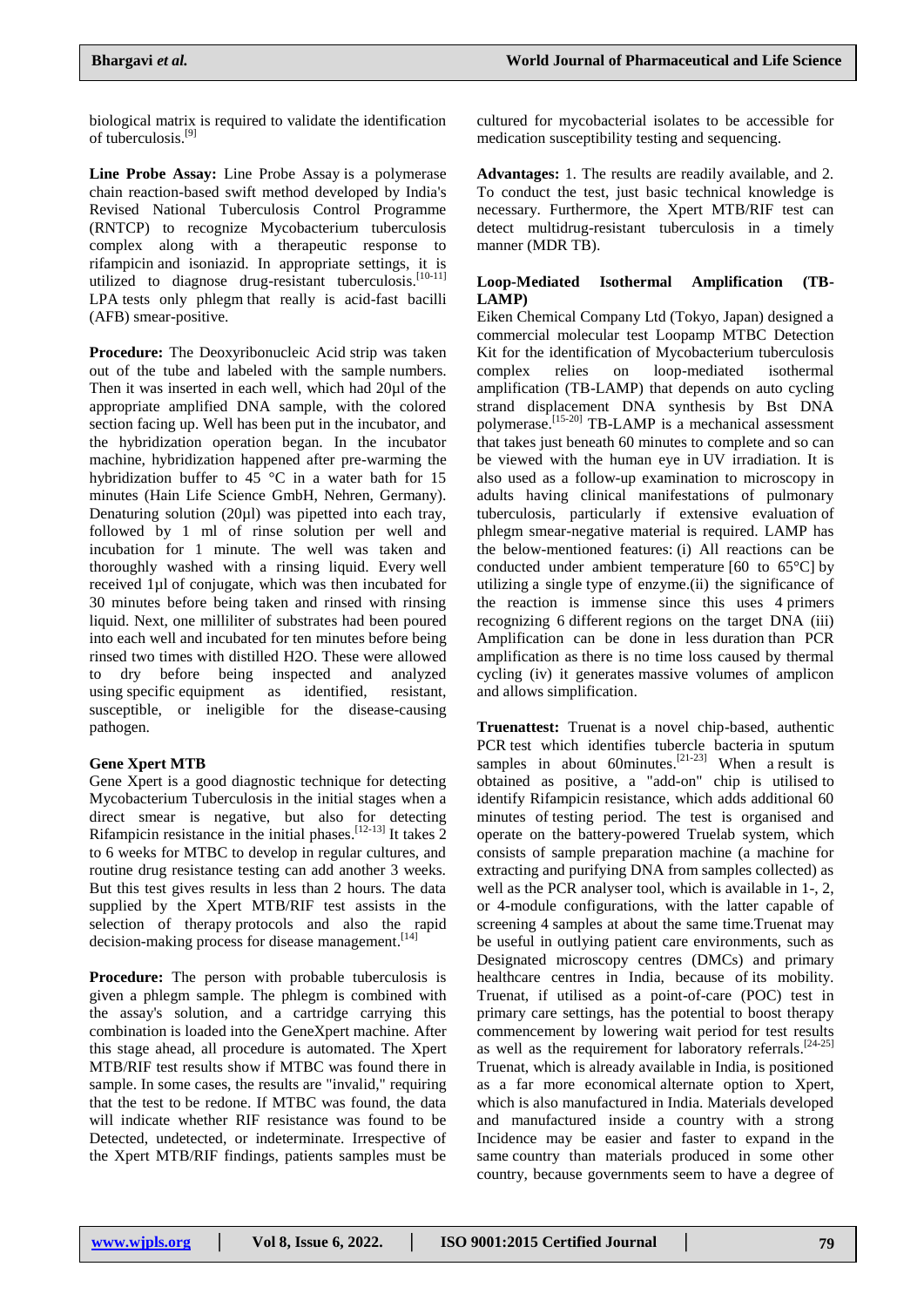biological matrix is required to validate the identification of tuberculosis.[9]

**Line Probe Assay:** Line Probe Assay is a polymerase chain reaction-based swift method developed by India's Revised National Tuberculosis Control Programme (RNTCP) to recognize Mycobacterium tuberculosis complex along with a therapeutic response to rifampicin and isoniazid. In appropriate settings, it is utilized to diagnose drug-resistant tuberculosis.[10-11] LPA tests only phlegm that really is acid-fast bacilli (AFB) smear-positive.

**Procedure:** The Deoxyribonucleic Acid strip was taken out of the tube and labeled with the sample numbers. Then it was inserted in each well, which had 20µl of the appropriate amplified DNA sample, with the colored section facing up. Well has been put in the incubator, and the hybridization operation began. In the incubator machine, hybridization happened after pre-warming the hybridization buffer to 45 °C in a water bath for 15 minutes (Hain Life Science GmbH, Nehren, Germany). Denaturing solution (20µl) was pipetted into each tray, followed by 1 ml of rinse solution per well and incubation for 1 minute. The well was taken and thoroughly washed with a rinsing liquid. Every well received 1µl of conjugate, which was then incubated for 30 minutes before being taken and rinsed with rinsing liquid. Next, one milliliter of substrates had been poured into each well and incubated for ten minutes before being rinsed two times with distilled H2O. These were allowed to dry before being inspected and analyzed using specific equipment as identified, resistant, susceptible, or ineligible for the disease-causing pathogen.

### Gene Xpert MTB

Gene Xpert is a good diagnostic technique for detecting Mycobacterium Tuberculosis in the initial stages when a direct smear is negative, but also for detecting Rifampicin resistance in the initial phases.[12-13] It takes 2 to 6 weeks for MTBC to develop in regular cultures, and routine drug resistance testing can add another 3 weeks. But this test gives results in less than 2 hours. The data supplied by the Xpert MTB/RIF test assists in the selection of therapy protocols and also the rapid decision-making process for disease management.[14]

**Procedure:** The person with probable tuberculosis is given a phlegm sample. The phlegm is combined with the assay's solution, and a cartridge carrying this combination is loaded into the GeneXpert machine. After this stage ahead, all procedure is automated. The Xpert MTB/RIF test results show if MTBC was found there in sample. In some cases, the results are "invalid," requiring that the test to be redone. If MTBC was found, the data will indicate whether RIF resistance was found to be Detected, undetected, or indeterminate. Irrespective of the Xpert MTB/RIF findings, patients samples must be cultured for mycobacterial isolates to be accessible for medication susceptibility testing and sequencing.

**Advantages:** 1. The results are readily available, and 2. To conduct the test, just basic technical knowledge is necessary. Furthermore, the Xpert MTB/RIF test can detect multidrug-resistant tuberculosis in a timely manner (MDR TB).

### Loop-Mediated Isothermal Amplification (TB-LAMP)

Eiken Chemical Company Ltd (Tokyo, Japan) designed a commercial molecular test Loopamp MTBC Detection Kit for the identification of Mycobacterium tuberculosis complex relies on loop-mediated isothermal amplification (TB-LAMP) that depends on auto cycling strand displacement DNA synthesis by Bst DNA polymerase.[15-20] TB-LAMP is a mechanical assessment that takes just beneath 60 minutes to complete and so can be viewed with the human eye in UV irradiation. It is also used as a follow-up examination to microscopy in adults having clinical manifestations of pulmonary tuberculosis, particularly if extensive evaluation of phlegm smear-negative material is required. LAMP has the below-mentioned features: (i) All reactions can be conducted under ambient temperature [60 to 65°C] by utilizing a single type of enzyme.(ii) the significance of the reaction is immense since this uses 4 primers recognizing 6 different regions on the target DNA (iii) Amplification can be done in less duration than PCR amplification as there is no time loss caused by thermal cycling (iv) it generates massive volumes of amplicon and allows simplification.

**Truenattest:** Truenat is a novel chip-based, authentic PCR test which identifies tubercle bacteria in sputum samples in about 60minutes.[21-23] When a result is obtained as positive, a "add-on" chip is utilised to identify Rifampicin resistance, which adds additional 60 minutes of testing period. The test is organised and operate on the battery-powered Truelab system, which consists of sample preparation machine (a machine for extracting and purifying DNA from samples collected) as well as the PCR analyser tool, which is available in 1-, 2, or 4-module configurations, with the latter capable of screening 4 samples at about the same time.Truenat may be useful in outlying patient care environments, such as Designated microscopy centres (DMCs) and primary healthcare centres in India, because of its mobility. Truenat, if utilised as a point-of-care (POC) test in primary care settings, has the potential to boost therapy commencement by lowering wait period for test results as well as the requirement for laboratory referrals.[24-25] Truenat, which is already available in India, is positioned as a far more economical alternate option to Xpert, which is also manufactured in India. Materials developed and manufactured inside a country with a strong Incidence may be easier and faster to expand in the same country than materials produced in some other country, because governments seem to have a degree of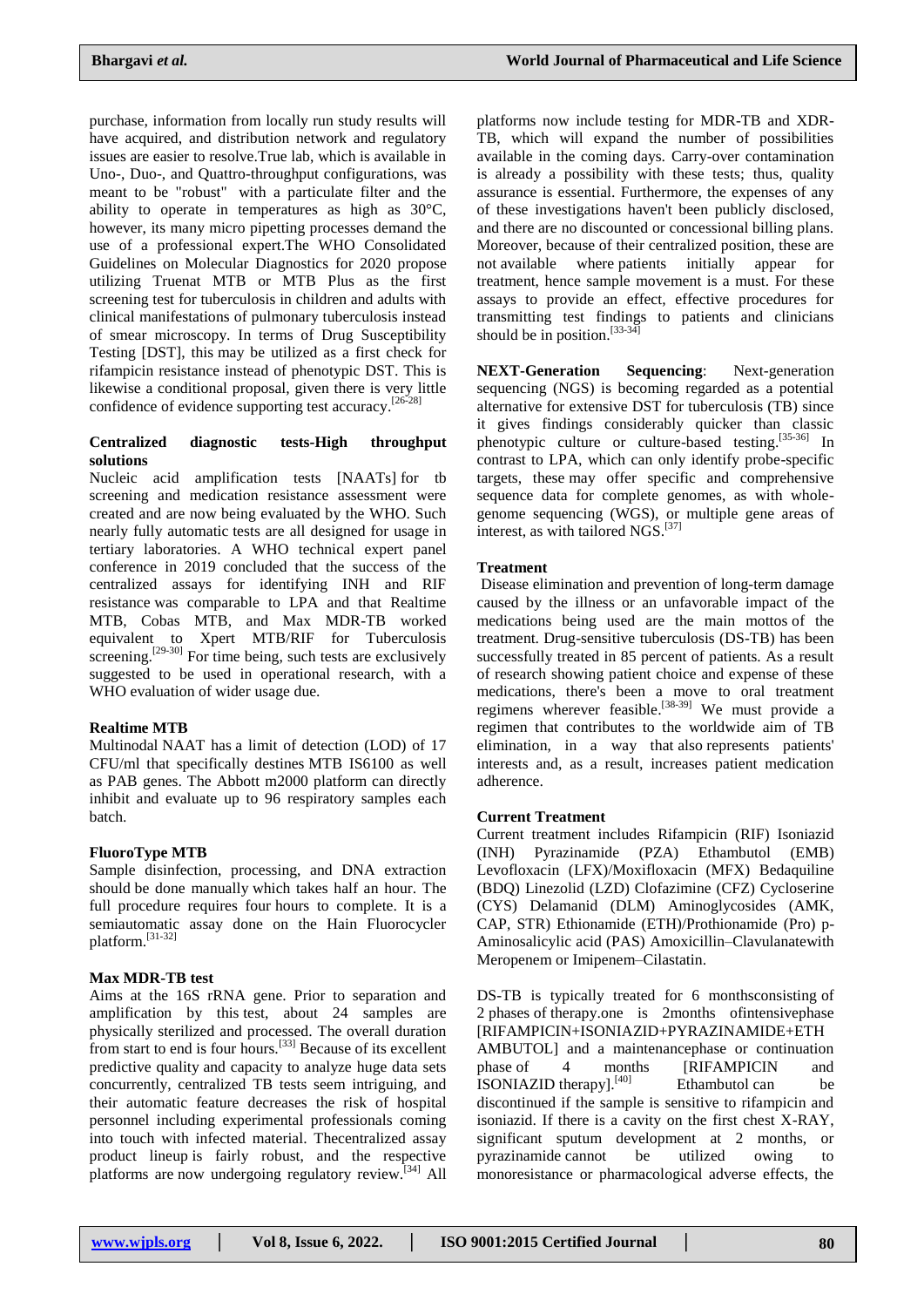purchase, information from locally run study results will have acquired, and distribution network and regulatory issues are easier to resolve.True lab, which is available in Uno-, Duo-, and Quattro-throughput configurations, was meant to be "robust" with a particulate filter and the ability to operate in temperatures as high as 30°C, however, its many micro pipetting processes demand the use of a professional expert.The WHO Consolidated Guidelines on Molecular Diagnostics for 2020 propose utilizing Truenat MTB or MTB Plus as the first screening test for tuberculosis in children and adults with clinical manifestations of pulmonary tuberculosis instead of smear microscopy. In terms of Drug Susceptibility Testing [DST], this may be utilized as a first check for rifampicin resistance instead of phenotypic DST. This is likewise a conditional proposal, given there is very little confidence of evidence supporting test accuracy.[26-28]

**Centralized diagnostic tests-High throughput solutions**

Nucleic acid amplification tests [NAATs] for tb screening and medication resistance assessment were created and are now being evaluated by the WHO. Such nearly fully automatic tests are all designed for usage in tertiary laboratories. A WHO technical expert panel conference in 2019 concluded that the success of the centralized assays for identifying INH and RIF resistance was comparable to LPA and that Realtime MTB, Cobas MTB, and Max MDR-TB worked equivalent to Xpert MTB/RIF for Tuberculosis screening.[29-30] For time being, such tests are exclusively suggested to be used in operational research, with a WHO evaluation of wider usage due.

**Realtime MTB**

Multinodal NAAT has a limit of detection (LOD) of 17 CFU/ml that specifically destines MTB IS6100 as well as PAB genes. The Abbott m2000 platform can directly inhibit and evaluate up to 96 respiratory samples each batch.

**FluoroType MTB**

Sample disinfection, processing, and DNA extraction should be done manually which takes half an hour. The full procedure requires four hours to complete. It is a semiautomatic assay done on the Hain Fluorocycler platform.[31-32]

**Max MDR-TB test**

Aims at the 16S rRNA gene. Prior to separation and amplification by this test, about 24 samples are physically sterilized and processed. The overall duration from start to end is four hours.[33] Because of its excellent predictive quality and capacity to analyze huge data sets concurrently, centralized TB tests seem intriguing, and their automatic feature decreases the risk of hospital personnel including experimental professionals coming into touch with infected material. Thecentralized assay product lineup is fairly robust, and the respective platforms are now undergoing regulatory review.[34] All platforms now include testing for MDR-TB and XDR-TB, which will expand the number of possibilities available in the coming days. Carry-over contamination is already a possibility with these tests; thus, quality assurance is essential. Furthermore, the expenses of any of these investigations haven't been publicly disclosed, and there are no discounted or concessional billing plans. Moreover, because of their centralized position, these are not available where patients initially appear for treatment, hence sample movement is a must. For these assays to provide an effect, effective procedures for transmitting test findings to patients and clinicians should be in position.[33-34]

**NEXT-Generation Sequencing**: Next-generation sequencing (NGS) is becoming regarded as a potential alternative for extensive DST for tuberculosis (TB) since it gives findings considerably quicker than classic phenotypic culture or culture-based testing.[35-36] In contrast to LPA, which can only identify probe-specific targets, these may offer specific and comprehensive sequence data for complete genomes, as with whole-genome sequencing (WGS), or multiple gene areas of interest, as with tailored NGS.[37]

**Treatment**

Disease elimination and prevention of long-term damage caused by the illness or an unfavorable impact of the medications being used are the main mottos of the treatment. Drug-sensitive tuberculosis (DS-TB) has been successfully treated in 85 percent of patients. As a result of research showing patient choice and expense of these medications, there's been a move to oral treatment regimens wherever feasible.[38-39] We must provide a regimen that contributes to the worldwide aim of TB elimination, in a way that also represents patients' interests and, as a result, increases patient medication adherence.

**Current Treatment**

Current treatment includes Rifampicin (RIF) Isoniazid (INH) Pyrazinamide (PZA) Ethambutol (EMB) Levofloxacin (LFX)/Moxifloxacin (MFX) Bedaquiline (BDQ) Linezolid (LZD) Clofazimine (CFZ) Cycloserine (CYS) Delamanid (DLM) Aminoglycosides (AMK, CAP, STR) Ethionamide (ETH)/Prothionamide (Pro) p-Aminosalicylic acid (PAS) Amoxicillin–Clavulanatewith Meropenem or Imipenem–Cilastatin.

DS-TB is typically treated for 6 monthsconsisting of 2 phases of therapy.one is 2months ofintensivephase [RIFAMPICIN+ISONIAZID+PYRAZINAMIDE+ETH AMBUTOL] and a maintenancephase or continuation phase of 4 months [RIFAMPICIN and ISONIAZID therapy].[40] Ethambutol can be discontinued if the sample is sensitive to rifampicin and isoniazid. If there is a cavity on the first chest X-RAY, significant sputum development at 2 months, or pyrazinamide cannot be utilized owing to monoresistance or pharmacological adverse effects, the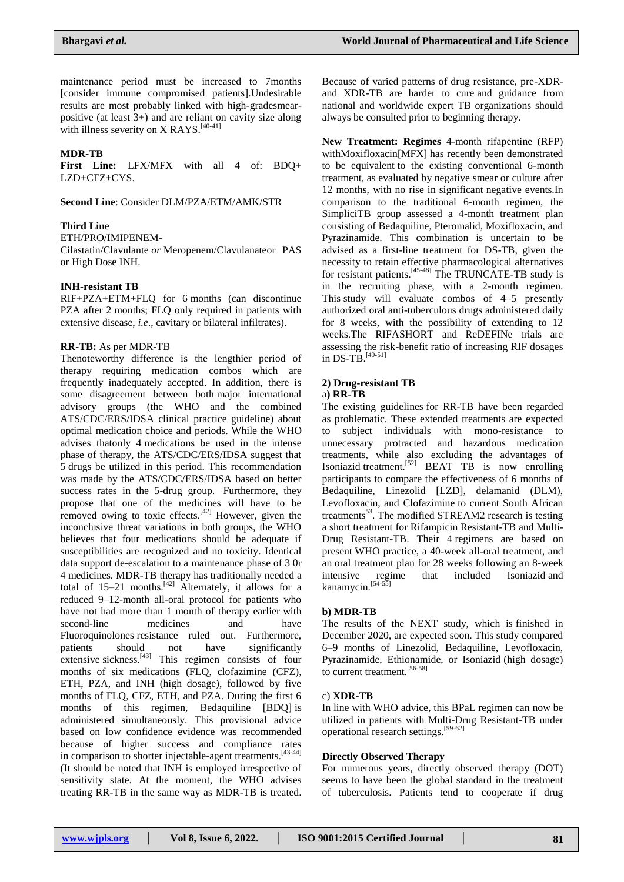maintenance period must be increased to 7months [consider immune compromised patients].Undesirable results are most probably linked with high-gradesmear-positive (at least 3+) and are reliant on cavity size along with illness severity on X RAYS.[40-41]

**MDR-TB**

**First Line:** LFX/MFX with all 4 of: BDQ+ LZD+CFZ+CYS.

**Second Line**: Consider DLM/PZA/ETM/AMK/STR

**Third Line**

ETH/PRO/IMIPENEM-Cilastatin/Clavulanate *or* Meropenem/Clavulanateor PAS or High Dose INH.

**INH-resistant TB**

RIF+PZA+ETM+FLQ for 6 months (can discontinue PZA after 2 months; FLQ only required in patients with extensive disease, *i.e*., cavitary or bilateral infiltrates).

**RR-TB:** As per MDR-TB

Thenoteworthy difference is the lengthier period of therapy requiring medication combos which are frequently inadequately accepted. In addition, there is some disagreement between both major international advisory groups (the WHO and the combined ATS/CDC/ERS/IDSA clinical practice guideline) about optimal medication choice and periods. While the WHO advises thatonly 4 medications be used in the intense phase of therapy, the ATS/CDC/ERS/IDSA suggest that 5 drugs be utilized in this period. This recommendation was made by the ATS/CDC/ERS/IDSA based on better success rates in the 5-drug group. Furthermore, they propose that one of the medicines will have to be removed owing to toxic effects.[42] However, given the inconclusive threat variations in both groups, the WHO believes that four medications should be adequate if susceptibilities are recognized and no toxicity. Identical data support de-escalation to a maintenance phase of 3 0r 4 medicines. MDR-TB therapy has traditionally needed a total of 15–21 months.[42] Alternately, it allows for a reduced 9–12-month all-oral protocol for patients who have not had more than 1 month of therapy earlier with second-line medicines and have Fluoroquinolones resistance ruled out. Furthermore, patients should not have significantly extensive sickness.[43] This regimen consists of four months of six medications (FLQ, clofazimine (CFZ), ETH, PZA, and INH (high dosage), followed by five months of FLQ, CFZ, ETH, and PZA. During the first 6 months of this regimen, Bedaquiline [BDQ] is administered simultaneously. This provisional advice based on low confidence evidence was recommended because of higher success and compliance rates in comparison to shorter injectable-agent treatments.[43-44] (It should be noted that INH is employed irrespective of sensitivity state. At the moment, the WHO advises treating RR-TB in the same way as MDR-TB is treated. Because of varied patterns of drug resistance, pre-XDR- and XDR-TB are harder to cure and guidance from national and worldwide expert TB organizations should always be consulted prior to beginning therapy.

**New Treatment: Regimes** 4-month rifapentine (RFP) withMoxifloxacin[MFX] has recently been demonstrated to be equivalent to the existing conventional 6-month treatment, as evaluated by negative smear or culture after 12 months, with no rise in significant negative events.In comparison to the traditional 6-month regimen, the SimpliciTB group assessed a 4-month treatment plan consisting of Bedaquiline, Pteromalid, Moxifloxacin, and Pyrazinamide. This combination is uncertain to be advised as a first-line treatment for DS-TB, given the necessity to retain effective pharmacological alternatives for resistant patients.[45-48] The TRUNCATE-TB study is in the recruiting phase, with a 2-month regimen. This study will evaluate combos of 4–5 presently authorized oral anti-tuberculous drugs administered daily for 8 weeks, with the possibility of extending to 12 weeks.The RIFASHORT and ReDEFINe trials are assessing the risk-benefit ratio of increasing RIF dosages in DS-TB.[49-51]

**2) Drug-resistant TB**

**a) RR-TB**

The existing guidelines for RR-TB have been regarded as problematic. These extended treatments are expected to subject individuals with mono-resistance to unnecessary protracted and hazardous medication treatments, while also excluding the advantages of Isoniazid treatment.[52] BEAT TB is now enrolling participants to compare the effectiveness of 6 months of Bedaquiline, Linezolid [LZD], delamanid (DLM), Levofloxacin, and Clofazimine to current South African treatments[53]. The modified STREAM2 research is testing a short treatment for Rifampicin Resistant-TB and Multi-Drug Resistant-TB. Their 4 regimens are based on present WHO practice, a 40-week all-oral treatment, and an oral treatment plan for 28 weeks following an 8-week intensive regime that included Isoniazid and kanamycin.[54-55]

**b) MDR-TB**

The results of the NEXT study, which is finished in December 2020, are expected soon. This study compared 6–9 months of Linezolid, Bedaquiline, Levofloxacin, Pyrazinamide, Ethionamide, or Isoniazid (high dosage) to current treatment.[56-58]

c) **XDR-TB**

In line with WHO advice, this BPaL regimen can now be utilized in patients with Multi-Drug Resistant-TB under operational research settings.[59-62]

**Directly Observed Therapy**

For numerous years, directly observed therapy (DOT) seems to have been the global standard in the treatment of tuberculosis. Patients tend to cooperate if drug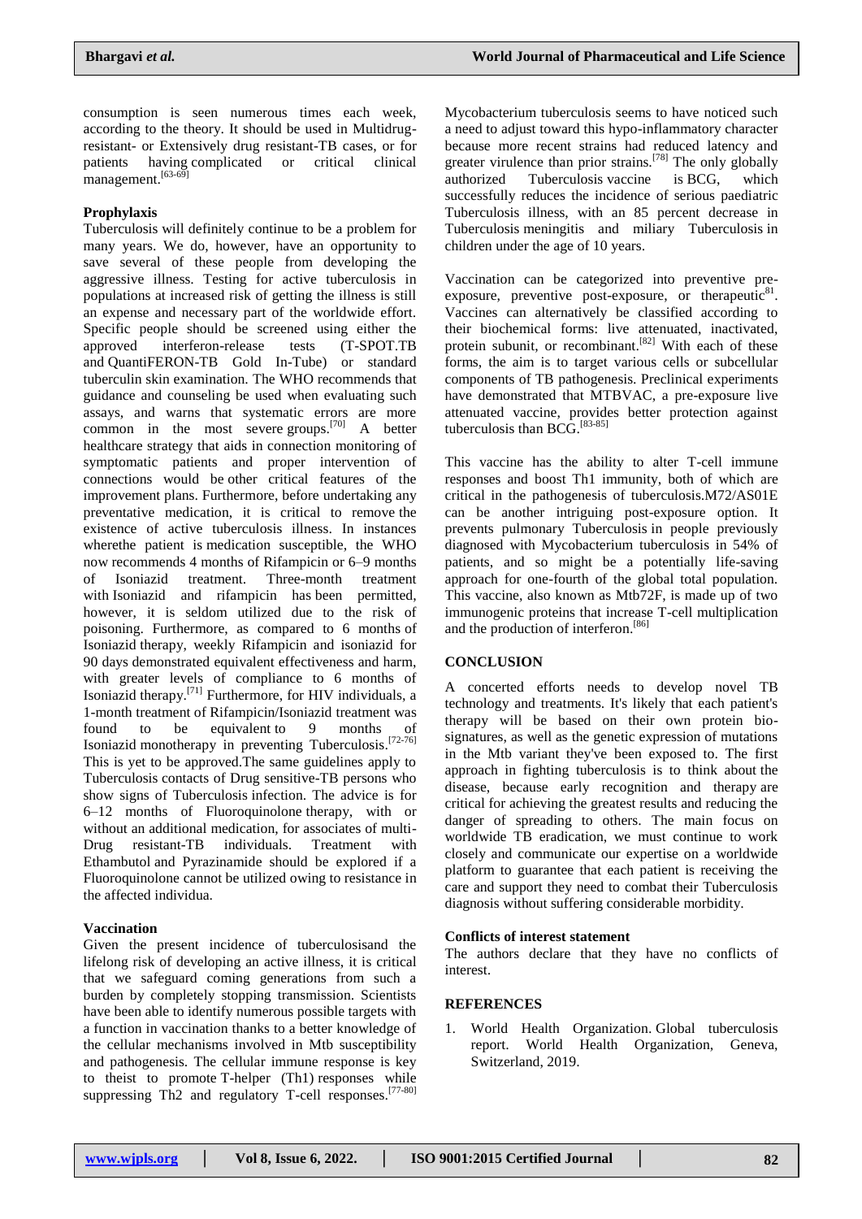consumption is seen numerous times each week, according to the theory. It should be used in Multidrug-resistant- or Extensively drug resistant-TB cases, or for patients having complicated or critical clinical management.[63-69]

### Prophylaxis

Tuberculosis will definitely continue to be a problem for many years. We do, however, have an opportunity to save several of these people from developing the aggressive illness. Testing for active tuberculosis in populations at increased risk of getting the illness is still an expense and necessary part of the worldwide effort. Specific people should be screened using either the approved interferon-release tests (T-SPOT.TB and QuantiFERON-TB Gold In-Tube) or standard tuberculin skin examination. The WHO recommends that guidance and counseling be used when evaluating such assays, and warns that systematic errors are more common in the most severe groups.[70] A better healthcare strategy that aids in connection monitoring of symptomatic patients and proper intervention of connections would be other critical features of the improvement plans. Furthermore, before undertaking any preventative medication, it is critical to remove the existence of active tuberculosis illness. In instances wherethe patient is medication susceptible, the WHO now recommends 4 months of Rifampicin or 6–9 months of Isoniazid treatment. Three-month treatment with Isoniazid and rifampicin has been permitted, however, it is seldom utilized due to the risk of poisoning. Furthermore, as compared to 6 months of Isoniazid therapy, weekly Rifampicin and isoniazid for 90 days demonstrated equivalent effectiveness and harm, with greater levels of compliance to 6 months of Isoniazid therapy.[71] Furthermore, for HIV individuals, a 1-month treatment of Rifampicin/Isoniazid treatment was found to be equivalent to 9 months of Isoniazid monotherapy in preventing Tuberculosis.[72-76] This is yet to be approved.The same guidelines apply to Tuberculosis contacts of Drug sensitive-TB persons who show signs of Tuberculosis infection. The advice is for 6–12 months of Fluoroquinolone therapy, with or without an additional medication, for associates of multi-Drug resistant-TB individuals. Treatment with Ethambutol and Pyrazinamide should be explored if a Fluoroquinolone cannot be utilized owing to resistance in the affected individua.

### Vaccination

Given the present incidence of tuberculosisand the lifelong risk of developing an active illness, it is critical that we safeguard coming generations from such a burden by completely stopping transmission. Scientists have been able to identify numerous possible targets with a function in vaccination thanks to a better knowledge of the cellular mechanisms involved in Mtb susceptibility and pathogenesis. The cellular immune response is key to theist to promote T-helper (Th1) responses while suppressing Th2 and regulatory T-cell responses.[77-80] Mycobacterium tuberculosis seems to have noticed such a need to adjust toward this hypo-inflammatory character because more recent strains had reduced latency and greater virulence than prior strains.[78] The only globally authorized Tuberculosis vaccine is BCG, which successfully reduces the incidence of serious paediatric Tuberculosis illness, with an 85 percent decrease in Tuberculosis meningitis and miliary Tuberculosis in children under the age of 10 years.

Vaccination can be categorized into preventive pre-exposure, preventive post-exposure, or therapeutic[81]. Vaccines can alternatively be classified according to their biochemical forms: live attenuated, inactivated, protein subunit, or recombinant.[82] With each of these forms, the aim is to target various cells or subcellular components of TB pathogenesis. Preclinical experiments have demonstrated that MTBVAC, a pre-exposure live attenuated vaccine, provides better protection against tuberculosis than BCG.[83-85]

This vaccine has the ability to alter T-cell immune responses and boost Th1 immunity, both of which are critical in the pathogenesis of tuberculosis.M72/AS01E can be another intriguing post-exposure option. It prevents pulmonary Tuberculosis in people previously diagnosed with Mycobacterium tuberculosis in 54% of patients, and so might be a potentially life-saving approach for one-fourth of the global total population. This vaccine, also known as Mtb72F, is made up of two immunogenic proteins that increase T-cell multiplication and the production of interferon.[86]

## CONCLUSION

A concerted efforts needs to develop novel TB technology and treatments. It's likely that each patient's therapy will be based on their own protein bio-signatures, as well as the genetic expression of mutations in the Mtb variant they've been exposed to. The first approach in fighting tuberculosis is to think about the disease, because early recognition and therapy are critical for achieving the greatest results and reducing the danger of spreading to others. The main focus on worldwide TB eradication, we must continue to work closely and communicate our expertise on a worldwide platform to guarantee that each patient is receiving the care and support they need to combat their Tuberculosis diagnosis without suffering considerable morbidity.

### Conflicts of interest statement

The authors declare that they have no conflicts of interest.

## REFERENCES

1. World Health Organization. Global tuberculosis report. World Health Organization, Geneva, Switzerland, 2019.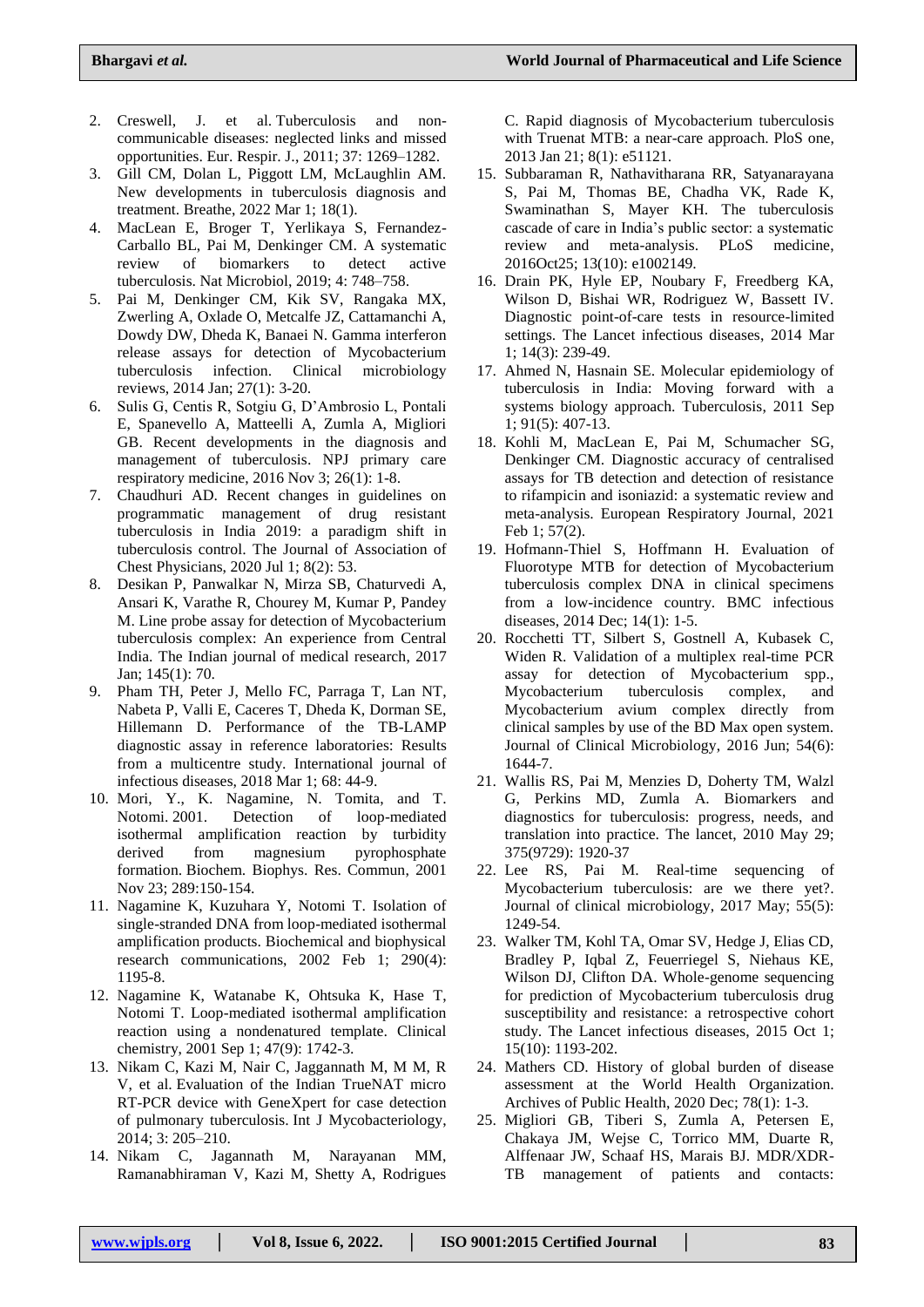2. Creswell, J. et al. Tuberculosis and non-communicable diseases: neglected links and missed opportunities. Eur. Respir. J., 2011; 37: 1269–1282.
3. Gill CM, Dolan L, Piggott LM, McLaughlin AM. New developments in tuberculosis diagnosis and treatment. Breathe, 2022 Mar 1; 18(1).
4. MacLean E, Broger T, Yerlikaya S, Fernandez-Carballo BL, Pai M, Denkinger CM. A systematic review of biomarkers to detect active tuberculosis. Nat Microbiol, 2019; 4: 748–758.
5. Pai M, Denkinger CM, Kik SV, Rangaka MX, Zwerling A, Oxlade O, Metcalfe JZ, Cattamanchi A, Dowdy DW, Dheda K, Banaei N. Gamma interferon release assays for detection of Mycobacterium tuberculosis infection. Clinical microbiology reviews, 2014 Jan; 27(1): 3-20.
6. Sulis G, Centis R, Sotgiu G, D'Ambrosio L, Pontali E, Spanevello A, Matteelli A, Zumla A, Migliori GB. Recent developments in the diagnosis and management of tuberculosis. NPJ primary care respiratory medicine, 2016 Nov 3; 26(1): 1-8.
7. Chaudhuri AD. Recent changes in guidelines on programmatic management of drug resistant tuberculosis in India 2019: a paradigm shift in tuberculosis control. The Journal of Association of Chest Physicians, 2020 Jul 1; 8(2): 53.
8. Desikan P, Panwalkar N, Mirza SB, Chaturvedi A, Ansari K, Varathe R, Chourey M, Kumar P, Pandey M. Line probe assay for detection of Mycobacterium tuberculosis complex: An experience from Central India. The Indian journal of medical research, 2017 Jan; 145(1): 70.
9. Pham TH, Peter J, Mello FC, Parraga T, Lan NT, Nabeta P, Valli E, Caceres T, Dheda K, Dorman SE, Hillemann D. Performance of the TB-LAMP diagnostic assay in reference laboratories: Results from a multicentre study. International journal of infectious diseases, 2018 Mar 1; 68: 44-9.
10. Mori, Y., K. Nagamine, N. Tomita, and T. Notomi. 2001. Detection of loop-mediated isothermal amplification reaction by turbidity derived from magnesium pyrophosphate formation. Biochem. Biophys. Res. Commun, 2001 Nov 23; 289:150-154.
11. Nagamine K, Kuzuhara Y, Notomi T. Isolation of single-stranded DNA from loop-mediated isothermal amplification products. Biochemical and biophysical research communications, 2002 Feb 1; 290(4): 1195-8.
12. Nagamine K, Watanabe K, Ohtsuka K, Hase T, Notomi T. Loop-mediated isothermal amplification reaction using a nondenatured template. Clinical chemistry, 2001 Sep 1; 47(9): 1742-3.
13. Nikam C, Kazi M, Nair C, Jaggannath M, M M, R V, et al. Evaluation of the Indian TrueNAT micro RT-PCR device with GeneXpert for case detection of pulmonary tuberculosis. Int J Mycobacteriology, 2014; 3: 205–210.
14. Nikam C, Jagannath M, Narayanan MM, Ramanabhiraman V, Kazi M, Shetty A, Rodrigues C. Rapid diagnosis of Mycobacterium tuberculosis with Truenat MTB: a near-care approach. PloS one, 2013 Jan 21; 8(1): e51121.
15. Subbaraman R, Nathavitharana RR, Satyanarayana S, Pai M, Thomas BE, Chadha VK, Rade K, Swaminathan S, Mayer KH. The tuberculosis cascade of care in India's public sector: a systematic review and meta-analysis. PLoS medicine, 2016Oct25; 13(10): e1002149.
16. Drain PK, Hyle EP, Noubary F, Freedberg KA, Wilson D, Bishai WR, Rodriguez W, Bassett IV. Diagnostic point-of-care tests in resource-limited settings. The Lancet infectious diseases, 2014 Mar 1; 14(3): 239-49.
17. Ahmed N, Hasnain SE. Molecular epidemiology of tuberculosis in India: Moving forward with a systems biology approach. Tuberculosis, 2011 Sep 1; 91(5): 407-13.
18. Kohli M, MacLean E, Pai M, Schumacher SG, Denkinger CM. Diagnostic accuracy of centralised assays for TB detection and detection of resistance to rifampicin and isoniazid: a systematic review and meta-analysis. European Respiratory Journal, 2021 Feb 1; 57(2).
19. Hofmann-Thiel S, Hoffmann H. Evaluation of Fluorotype MTB for detection of Mycobacterium tuberculosis complex DNA in clinical specimens from a low-incidence country. BMC infectious diseases, 2014 Dec; 14(1): 1-5.
20. Rocchetti TT, Silbert S, Gostnell A, Kubasek C, Widen R. Validation of a multiplex real-time PCR assay for detection of Mycobacterium spp., Mycobacterium tuberculosis complex, and Mycobacterium avium complex directly from clinical samples by use of the BD Max open system. Journal of Clinical Microbiology, 2016 Jun; 54(6): 1644-7.
21. Wallis RS, Pai M, Menzies D, Doherty TM, Walzl G, Perkins MD, Zumla A. Biomarkers and diagnostics for tuberculosis: progress, needs, and translation into practice. The lancet, 2010 May 29; 375(9729): 1920-37
22. Lee RS, Pai M. Real-time sequencing of Mycobacterium tuberculosis: are we there yet?. Journal of clinical microbiology, 2017 May; 55(5): 1249-54.
23. Walker TM, Kohl TA, Omar SV, Hedge J, Elias CD, Bradley P, Iqbal Z, Feuerriegel S, Niehaus KE, Wilson DJ, Clifton DA. Whole-genome sequencing for prediction of Mycobacterium tuberculosis drug susceptibility and resistance: a retrospective cohort study. The Lancet infectious diseases, 2015 Oct 1; 15(10): 1193-202.
24. Mathers CD. History of global burden of disease assessment at the World Health Organization. Archives of Public Health, 2020 Dec; 78(1): 1-3.
25. Migliori GB, Tiberi S, Zumla A, Petersen E, Chakaya JM, Wejse C, Torrico MM, Duarte R, Alffenaar JW, Schaaf HS, Marais BJ. MDR/XDR-TB management of patients and contacts: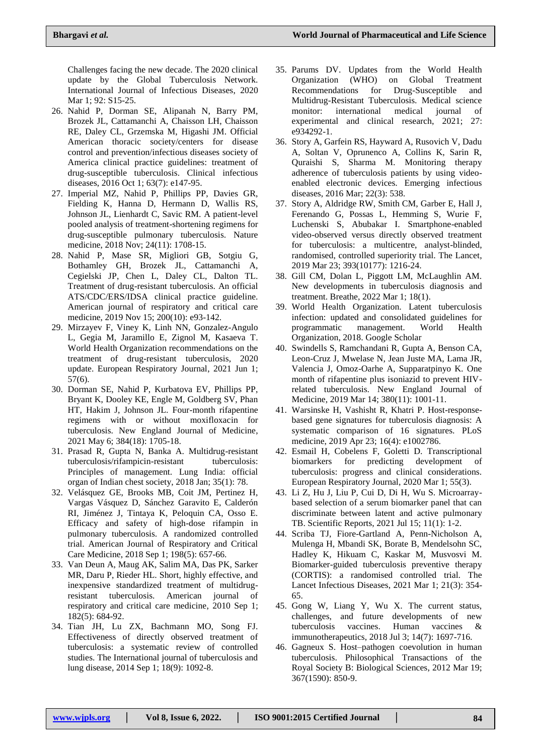Challenges facing the new decade. The 2020 clinical update by the Global Tuberculosis Network. International Journal of Infectious Diseases, 2020 Mar 1; 92: S15-25.

26. Nahid P, Dorman SE, Alipanah N, Barry PM, Brozek JL, Cattamanchi A, Chaisson LH, Chaisson RE, Daley CL, Grzemska M, Higashi JM. Official American thoracic society/centers for disease control and prevention/infectious diseases society of America clinical practice guidelines: treatment of drug-susceptible tuberculosis. Clinical infectious diseases, 2016 Oct 1; 63(7): e147-95.
27. Imperial MZ, Nahid P, Phillips PP, Davies GR, Fielding K, Hanna D, Hermann D, Wallis RS, Johnson JL, Lienhardt C, Savic RM. A patient-level pooled analysis of treatment-shortening regimens for drug-susceptible pulmonary tuberculosis. Nature medicine, 2018 Nov; 24(11): 1708-15.
28. Nahid P, Mase SR, Migliori GB, Sotgiu G, Bothamley GH, Brozek JL, Cattamanchi A, Cegielski JP, Chen L, Daley CL, Dalton TL. Treatment of drug-resistant tuberculosis. An official ATS/CDC/ERS/IDSA clinical practice guideline. American journal of respiratory and critical care medicine, 2019 Nov 15; 200(10): e93-142.
29. Mirzayev F, Viney K, Linh NN, Gonzalez-Angulo L, Gegia M, Jaramillo E, Zignol M, Kasaeva T. World Health Organization recommendations on the treatment of drug-resistant tuberculosis, 2020 update. European Respiratory Journal, 2021 Jun 1; 57(6).
30. Dorman SE, Nahid P, Kurbatova EV, Phillips PP, Bryant K, Dooley KE, Engle M, Goldberg SV, Phan HT, Hakim J, Johnson JL. Four-month rifapentine regimens with or without moxifloxacin for tuberculosis. New England Journal of Medicine, 2021 May 6; 384(18): 1705-18.
31. Prasad R, Gupta N, Banka A. Multidrug-resistant tuberculosis/rifampicin-resistant tuberculosis: Principles of management. Lung India: official organ of Indian chest society, 2018 Jan; 35(1): 78.
32. Velásquez GE, Brooks MB, Coit JM, Pertinez H, Vargas Vásquez D, Sánchez Garavito E, Calderón RI, Jiménez J, Tintaya K, Peloquin CA, Osso E. Efficacy and safety of high-dose rifampin in pulmonary tuberculosis. A randomized controlled trial. American Journal of Respiratory and Critical Care Medicine, 2018 Sep 1; 198(5): 657-66.
33. Van Deun A, Maug AK, Salim MA, Das PK, Sarker MR, Daru P, Rieder HL. Short, highly effective, and inexpensive standardized treatment of multidrug-resistant tuberculosis. American journal of respiratory and critical care medicine, 2010 Sep 1; 182(5): 684-92.
34. Tian JH, Lu ZX, Bachmann MO, Song FJ. Effectiveness of directly observed treatment of tuberculosis: a systematic review of controlled studies. The International journal of tuberculosis and lung disease, 2014 Sep 1; 18(9): 1092-8.
35. Parums DV. Updates from the World Health Organization (WHO) on Global Treatment Recommendations for Drug-Susceptible and Multidrug-Resistant Tuberculosis. Medical science monitor: international medical journal of experimental and clinical research, 2021; 27: e934292-1.
36. Story A, Garfein RS, Hayward A, Rusovich V, Dadu A, Soltan V, Oprunenco A, Collins K, Sarin R, Quraishi S, Sharma M. Monitoring therapy adherence of tuberculosis patients by using video-enabled electronic devices. Emerging infectious diseases, 2016 Mar; 22(3): 538.
37. Story A, Aldridge RW, Smith CM, Garber E, Hall J, Ferenando G, Possas L, Hemming S, Wurie F, Luchenski S, Abubakar I. Smartphone-enabled video-observed versus directly observed treatment for tuberculosis: a multicentre, analyst-blinded, randomised, controlled superiority trial. The Lancet, 2019 Mar 23; 393(10177): 1216-24.
38. Gill CM, Dolan L, Piggott LM, McLaughlin AM. New developments in tuberculosis diagnosis and treatment. Breathe, 2022 Mar 1; 18(1).
39. World Health Organization. Latent tuberculosis infection: updated and consolidated guidelines for programmatic management. World Health Organization, 2018. Google Scholar
40. Swindells S, Ramchandani R, Gupta A, Benson CA, Leon-Cruz J, Mwelase N, Jean Juste MA, Lama JR, Valencia J, Omoz-Oarhe A, Supparatpinyo K. One month of rifapentine plus isoniazid to prevent HIV-related tuberculosis. New England Journal of Medicine, 2019 Mar 14; 380(11): 1001-11.
41. Warsinske H, Vashisht R, Khatri P. Host-response-based gene signatures for tuberculosis diagnosis: A systematic comparison of 16 signatures. PLoS medicine, 2019 Apr 23; 16(4): e1002786.
42. Esmail H, Cobelens F, Goletti D. Transcriptional biomarkers for predicting development of tuberculosis: progress and clinical considerations. European Respiratory Journal, 2020 Mar 1; 55(3).
43. Li Z, Hu J, Liu P, Cui D, Di H, Wu S. Microarray-based selection of a serum biomarker panel that can discriminate between latent and active pulmonary TB. Scientific Reports, 2021 Jul 15; 11(1): 1-2.
44. Scriba TJ, Fiore-Gartland A, Penn-Nicholson A, Mulenga H, Mbandi SK, Borate B, Mendelsohn SC, Hadley K, Hikuam C, Kaskar M, Musvosvi M. Biomarker-guided tuberculosis preventive therapy (CORTIS): a randomised controlled trial. The Lancet Infectious Diseases, 2021 Mar 1; 21(3): 354-65.
45. Gong W, Liang Y, Wu X. The current status, challenges, and future developments of new tuberculosis vaccines. Human vaccines & immunotherapeutics, 2018 Jul 3; 14(7): 1697-716.
46. Gagneux S. Host–pathogen coevolution in human tuberculosis. Philosophical Transactions of the Royal Society B: Biological Sciences, 2012 Mar 19; 367(1590): 850-9.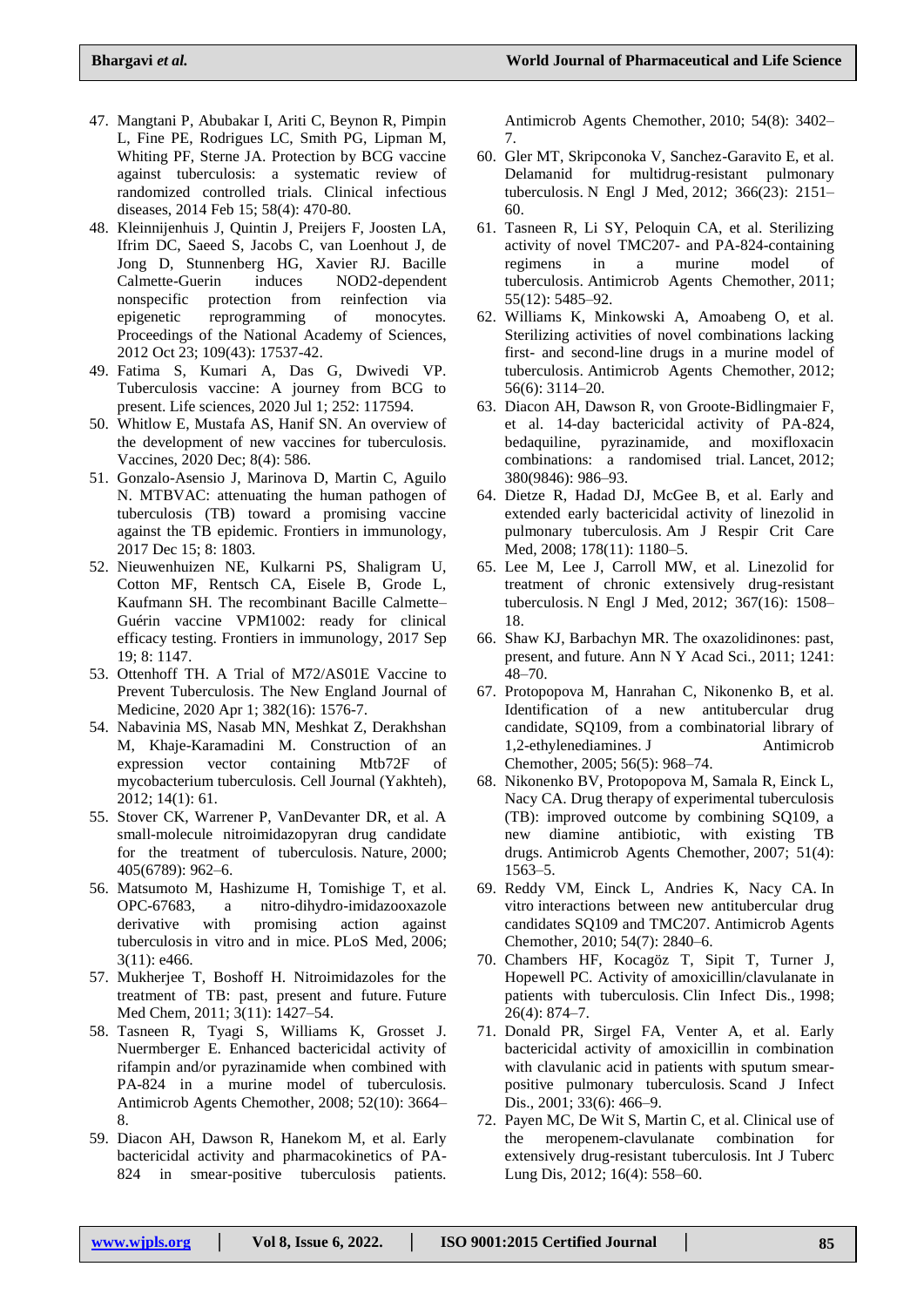47. Mangtani P, Abubakar I, Ariti C, Beynon R, Pimpin L, Fine PE, Rodrigues LC, Smith PG, Lipman M, Whiting PF, Sterne JA. Protection by BCG vaccine against tuberculosis: a systematic review of randomized controlled trials. Clinical infectious diseases, 2014 Feb 15; 58(4): 470-80.
48. Kleinnijenhuis J, Quintin J, Preijers F, Joosten LA, Ifrim DC, Saeed S, Jacobs C, van Loenhout J, de Jong D, Stunnenberg HG, Xavier RJ. Bacille Calmette-Guerin induces NOD2-dependent nonspecific protection from reinfection via epigenetic reprogramming of monocytes. Proceedings of the National Academy of Sciences, 2012 Oct 23; 109(43): 17537-42.
49. Fatima S, Kumari A, Das G, Dwivedi VP. Tuberculosis vaccine: A journey from BCG to present. Life sciences, 2020 Jul 1; 252: 117594.
50. Whitlow E, Mustafa AS, Hanif SN. An overview of the development of new vaccines for tuberculosis. Vaccines, 2020 Dec; 8(4): 586.
51. Gonzalo-Asensio J, Marinova D, Martin C, Aguilo N. MTBVAC: attenuating the human pathogen of tuberculosis (TB) toward a promising vaccine against the TB epidemic. Frontiers in immunology, 2017 Dec 15; 8: 1803.
52. Nieuwenhuizen NE, Kulkarni PS, Shaligram U, Cotton MF, Rentsch CA, Eisele B, Grode L, Kaufmann SH. The recombinant Bacille Calmette–Guérin vaccine VPM1002: ready for clinical efficacy testing. Frontiers in immunology, 2017 Sep 19; 8: 1147.
53. Ottenhoff TH. A Trial of M72/AS01E Vaccine to Prevent Tuberculosis. The New England Journal of Medicine, 2020 Apr 1; 382(16): 1576-7.
54. Nabavinia MS, Nasab MN, Meshkat Z, Derakhshan M, Khaje-Karamadini M. Construction of an expression vector containing Mtb72F of mycobacterium tuberculosis. Cell Journal (Yakhteh), 2012; 14(1): 61.
55. Stover CK, Warrener P, VanDevanter DR, et al. A small-molecule nitroimidazopyran drug candidate for the treatment of tuberculosis. Nature, 2000; 405(6789): 962–6.
56. Matsumoto M, Hashizume H, Tomishige T, et al. OPC-67683, a nitro-dihydro-imidazooxazole derivative with promising action against tuberculosis in vitro and in mice. PLoS Med, 2006; 3(11): e466.
57. Mukherjee T, Boshoff H. Nitroimidazoles for the treatment of TB: past, present and future. Future Med Chem, 2011; 3(11): 1427–54.
58. Tasneen R, Tyagi S, Williams K, Grosset J. Nuermberger E. Enhanced bactericidal activity of rifampin and/or pyrazinamide when combined with PA-824 in a murine model of tuberculosis. Antimicrob Agents Chemother, 2008; 52(10): 3664–8.
59. Diacon AH, Dawson R, Hanekom M, et al. Early bactericidal activity and pharmacokinetics of PA-824 in smear-positive tuberculosis patients. Antimicrob Agents Chemother, 2010; 54(8): 3402–7.
60. Gler MT, Skripconoka V, Sanchez-Garavito E, et al. Delamanid for multidrug-resistant pulmonary tuberculosis. N Engl J Med, 2012; 366(23): 2151–60.
61. Tasneen R, Li SY, Peloquin CA, et al. Sterilizing activity of novel TMC207- and PA-824-containing regimens in a murine model of tuberculosis. Antimicrob Agents Chemother, 2011; 55(12): 5485–92.
62. Williams K, Minkowski A, Amoabeng O, et al. Sterilizing activities of novel combinations lacking first- and second-line drugs in a murine model of tuberculosis. Antimicrob Agents Chemother, 2012; 56(6): 3114–20.
63. Diacon AH, Dawson R, von Groote-Bidlingmaier F, et al. 14-day bactericidal activity of PA-824, bedaquiline, pyrazinamide, and moxifloxacin combinations: a randomised trial. Lancet, 2012; 380(9846): 986–93.
64. Dietze R, Hadad DJ, McGee B, et al. Early and extended early bactericidal activity of linezolid in pulmonary tuberculosis. Am J Respir Crit Care Med, 2008; 178(11): 1180–5.
65. Lee M, Lee J, Carroll MW, et al. Linezolid for treatment of chronic extensively drug-resistant tuberculosis. N Engl J Med, 2012; 367(16): 1508–18.
66. Shaw KJ, Barbachyn MR. The oxazolidinones: past, present, and future. Ann N Y Acad Sci., 2011; 1241: 48–70.
67. Protopopova M, Hanrahan C, Nikonenko B, et al. Identification of a new antitubercular drug candidate, SQ109, from a combinatorial library of 1,2-ethylenediamines. J Antimicrob Chemother, 2005; 56(5): 968–74.
68. Nikonenko BV, Protopopova M, Samala R, Einck L, Nacy CA. Drug therapy of experimental tuberculosis (TB): improved outcome by combining SQ109, a new diamine antibiotic, with existing TB drugs. Antimicrob Agents Chemother, 2007; 51(4): 1563–5.
69. Reddy VM, Einck L, Andries K, Nacy CA. In vitro interactions between new antitubercular drug candidates SQ109 and TMC207. Antimicrob Agents Chemother, 2010; 54(7): 2840–6.
70. Chambers HF, Kocagöz T, Sipit T, Turner J, Hopewell PC. Activity of amoxicillin/clavulanate in patients with tuberculosis. Clin Infect Dis., 1998; 26(4): 874–7.
71. Donald PR, Sirgel FA, Venter A, et al. Early bactericidal activity of amoxicillin in combination with clavulanic acid in patients with sputum smear-positive pulmonary tuberculosis. Scand J Infect Dis., 2001; 33(6): 466–9.
72. Payen MC, De Wit S, Martin C, et al. Clinical use of the meropenem-clavulanate combination for extensively drug-resistant tuberculosis. Int J Tuberc Lung Dis, 2012; 16(4): 558–60.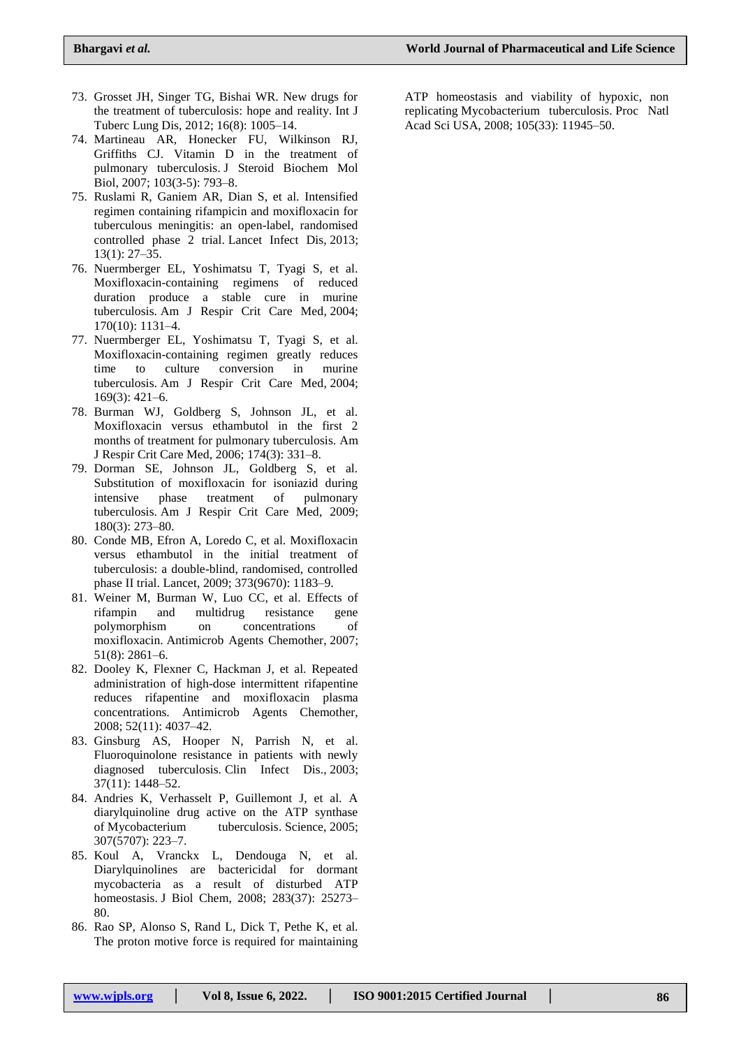73. Grosset JH, Singer TG, Bishai WR. New drugs for the treatment of tuberculosis: hope and reality. Int J Tuberc Lung Dis, 2012; 16(8): 1005–14.
74. Martineau AR, Honecker FU, Wilkinson RJ, Griffiths CJ. Vitamin D in the treatment of pulmonary tuberculosis. J Steroid Biochem Mol Biol, 2007; 103(3-5): 793–8.
75. Ruslami R, Ganiem AR, Dian S, et al. Intensified regimen containing rifampicin and moxifloxacin for tuberculous meningitis: an open-label, randomised controlled phase 2 trial. Lancet Infect Dis, 2013; 13(1): 27–35.
76. Nuermberger EL, Yoshimatsu T, Tyagi S, et al. Moxifloxacin-containing regimens of reduced duration produce a stable cure in murine tuberculosis. Am J Respir Crit Care Med, 2004; 170(10): 1131–4.
77. Nuermberger EL, Yoshimatsu T, Tyagi S, et al. Moxifloxacin-containing regimen greatly reduces time to culture conversion in murine tuberculosis. Am J Respir Crit Care Med, 2004; 169(3): 421–6.
78. Burman WJ, Goldberg S, Johnson JL, et al. Moxifloxacin versus ethambutol in the first 2 months of treatment for pulmonary tuberculosis. Am J Respir Crit Care Med, 2006; 174(3): 331–8.
79. Dorman SE, Johnson JL, Goldberg S, et al. Substitution of moxifloxacin for isoniazid during intensive phase treatment of pulmonary tuberculosis. Am J Respir Crit Care Med, 2009; 180(3): 273–80.
80. Conde MB, Efron A, Loredo C, et al. Moxifloxacin versus ethambutol in the initial treatment of tuberculosis: a double-blind, randomised, controlled phase II trial. Lancet, 2009; 373(9670): 1183–9.
81. Weiner M, Burman W, Luo CC, et al. Effects of rifampin and multidrug resistance gene polymorphism on concentrations of moxifloxacin. Antimicrob Agents Chemother, 2007; 51(8): 2861–6.
82. Dooley K, Flexner C, Hackman J, et al. Repeated administration of high-dose intermittent rifapentine reduces rifapentine and moxifloxacin plasma concentrations. Antimicrob Agents Chemother, 2008; 52(11): 4037–42.
83. Ginsburg AS, Hooper N, Parrish N, et al. Fluoroquinolone resistance in patients with newly diagnosed tuberculosis. Clin Infect Dis., 2003; 37(11): 1448–52.
84. Andries K, Verhasselt P, Guillemont J, et al. A diarylquinoline drug active on the ATP synthase of Mycobacterium tuberculosis. Science, 2005; 307(5707): 223–7.
85. Koul A, Vranckx L, Dendouga N, et al. Diarylquinolines are bactericidal for dormant mycobacteria as a result of disturbed ATP homeostasis. J Biol Chem, 2008; 283(37): 25273–80.
86. Rao SP, Alonso S, Rand L, Dick T, Pethe K, et al. The proton motive force is required for maintaining ATP homeostasis and viability of hypoxic, non replicating Mycobacterium tuberculosis. Proc Natl Acad Sci USA, 2008; 105(33): 11945–50.